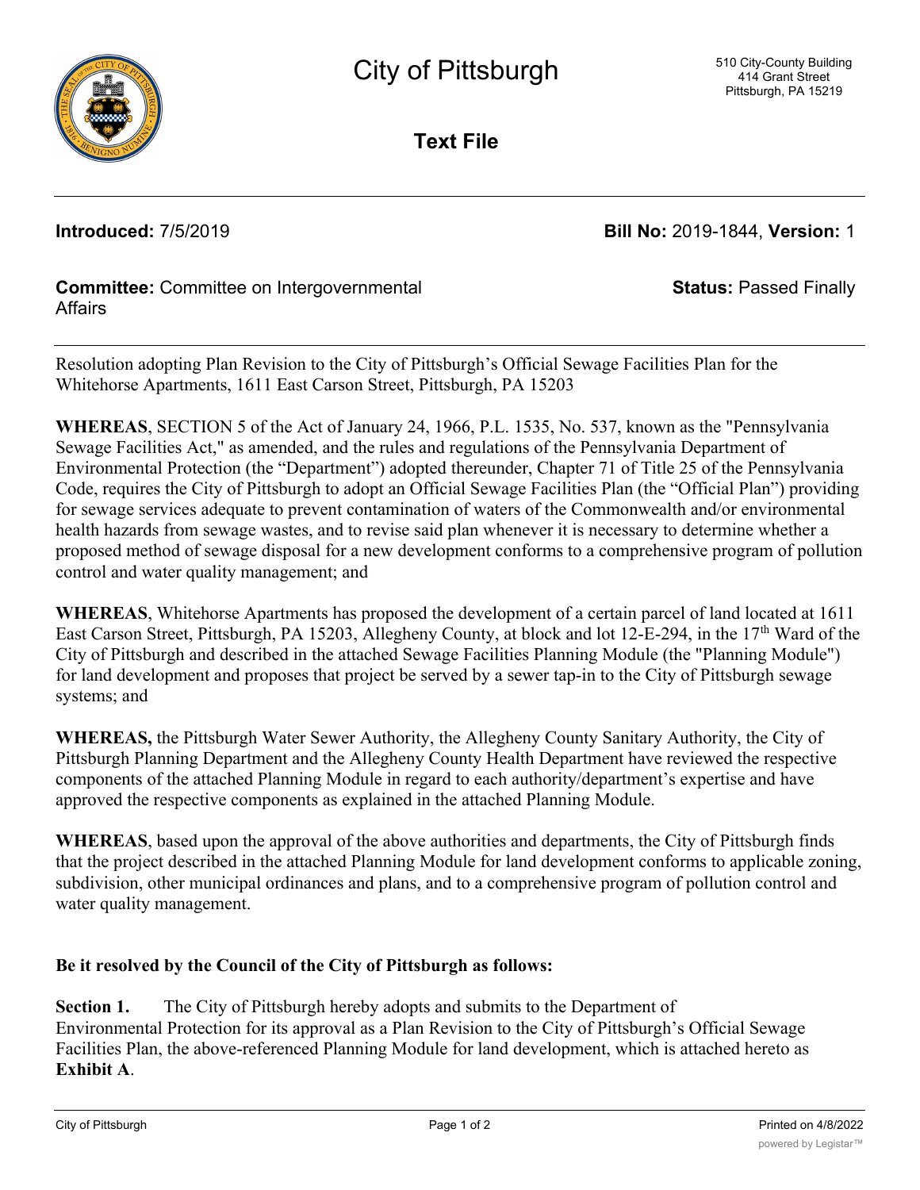# City of Pittsburgh

510 City-County Building
414 Grant Street
Pittsburgh, PA 15219

## Text File

**Introduced:** 7/5/2019 **Bill No:** 2019-1844, **Version:** 1

**Committee:** Committee on Intergovernmental Affairs **Status:** Passed Finally

---

Resolution adopting Plan Revision to the City of Pittsburgh's Official Sewage Facilities Plan for the Whitehorse Apartments, 1611 East Carson Street, Pittsburgh, PA 15203

**WHEREAS**, SECTION 5 of the Act of January 24, 1966, P.L. 1535, No. 537, known as the "Pennsylvania Sewage Facilities Act," as amended, and the rules and regulations of the Pennsylvania Department of Environmental Protection (the "Department") adopted thereunder, Chapter 71 of Title 25 of the Pennsylvania Code, requires the City of Pittsburgh to adopt an Official Sewage Facilities Plan (the "Official Plan") providing for sewage services adequate to prevent contamination of waters of the Commonwealth and/or environmental health hazards from sewage wastes, and to revise said plan whenever it is necessary to determine whether a proposed method of sewage disposal for a new development conforms to a comprehensive program of pollution control and water quality management; and

**WHEREAS**, Whitehorse Apartments has proposed the development of a certain parcel of land located at 1611 East Carson Street, Pittsburgh, PA 15203, Allegheny County, at block and lot 12-E-294, in the 17th Ward of the City of Pittsburgh and described in the attached Sewage Facilities Planning Module (the "Planning Module") for land development and proposes that project be served by a sewer tap-in to the City of Pittsburgh sewage systems; and

**WHEREAS,** the Pittsburgh Water Sewer Authority, the Allegheny County Sanitary Authority, the City of Pittsburgh Planning Department and the Allegheny County Health Department have reviewed the respective components of the attached Planning Module in regard to each authority/department's expertise and have approved the respective components as explained in the attached Planning Module.

**WHEREAS**, based upon the approval of the above authorities and departments, the City of Pittsburgh finds that the project described in the attached Planning Module for land development conforms to applicable zoning, subdivision, other municipal ordinances and plans, and to a comprehensive program of pollution control and water quality management.

**Be it resolved by the Council of the City of Pittsburgh as follows:**

**Section 1.** The City of Pittsburgh hereby adopts and submits to the Department of Environmental Protection for its approval as a Plan Revision to the City of Pittsburgh's Official Sewage Facilities Plan, the above-referenced Planning Module for land development, which is attached hereto as **Exhibit A**.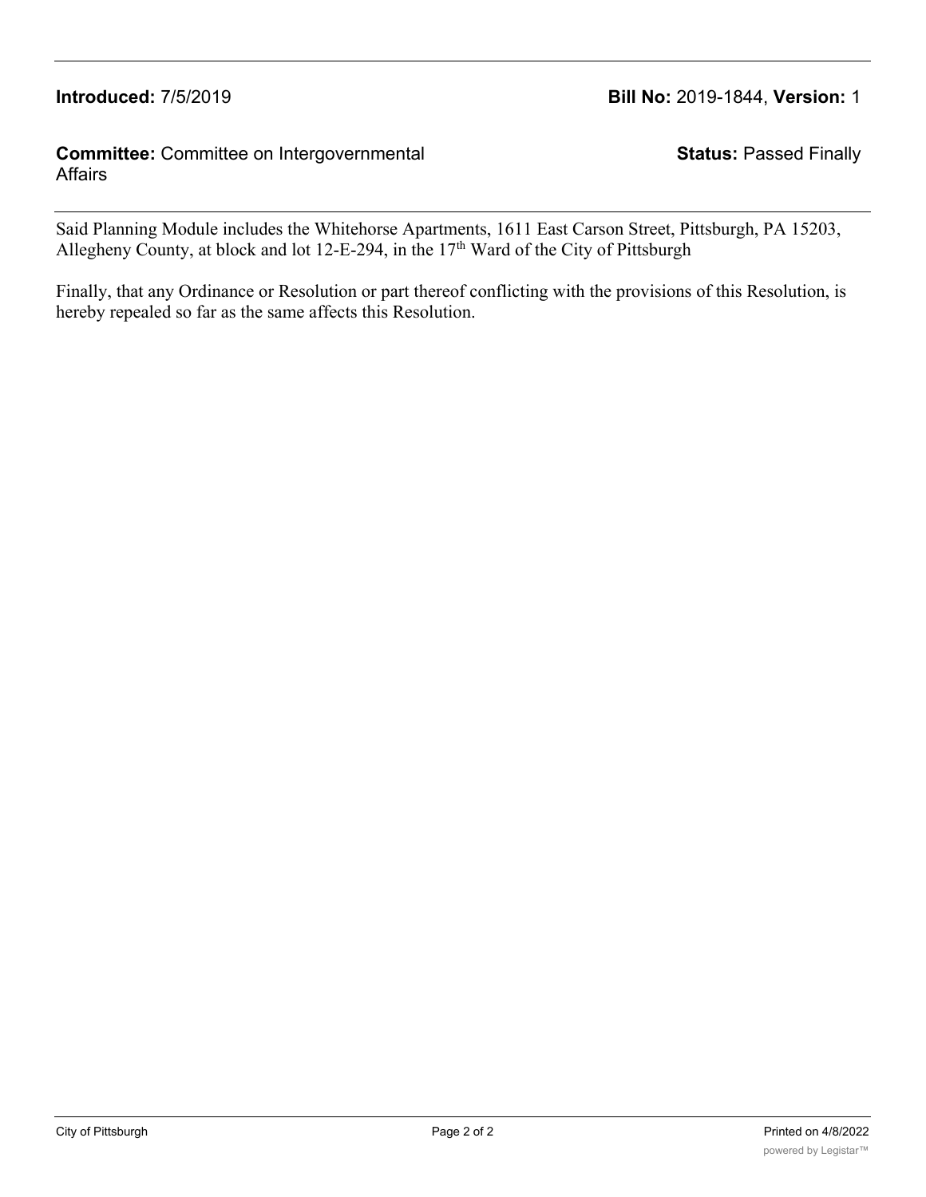Said Planning Module includes the Whitehorse Apartments, 1611 East Carson Street, Pittsburgh, PA 15203, Allegheny County, at block and lot 12-E-294, in the 17th Ward of the City of Pittsburgh

Finally, that any Ordinance or Resolution or part thereof conflicting with the provisions of this Resolution, is hereby repealed so far as the same affects this Resolution.